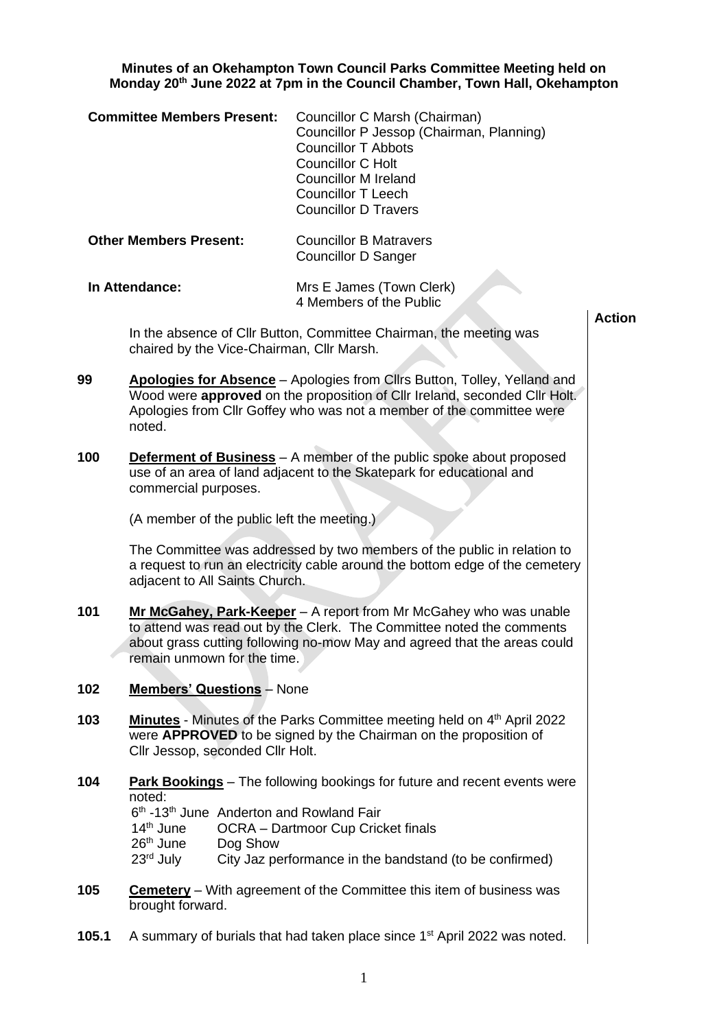**Minutes of an Okehampton Town Council Parks Committee Meeting held on Monday 20th June 2022 at 7pm in the Council Chamber, Town Hall, Okehampton**

| | |
|---|---|
| **Committee Members Present:** | Councillor C Marsh (Chairman)<br>Councillor P Jessop (Chairman, Planning)<br>Councillor T Abbots<br>Councillor C Holt<br>Councillor M Ireland<br>Councillor T Leech<br>Councillor D Travers |
| **Other Members Present:** | Councillor B Matravers<br>Councillor D Sanger |
| **In Attendance:** | Mrs E James (Town Clerk)<br>4 Members of the Public |

**Action**

In the absence of Cllr Button, Committee Chairman, the meeting was chaired by the Vice-Chairman, Cllr Marsh.

**99** **Apologies for Absence** – Apologies from Cllrs Button, Tolley, Yelland and Wood were **approved** on the proposition of Cllr Ireland, seconded Cllr Holt. Apologies from Cllr Goffey who was not a member of the committee were noted.

**100** **Deferment of Business** – A member of the public spoke about proposed use of an area of land adjacent to the Skatepark for educational and commercial purposes.

(A member of the public left the meeting.)

The Committee was addressed by two members of the public in relation to a request to run an electricity cable around the bottom edge of the cemetery adjacent to All Saints Church.

**101** **Mr McGahey, Park-Keeper** – A report from Mr McGahey who was unable to attend was read out by the Clerk. The Committee noted the comments about grass cutting following no-mow May and agreed that the areas could remain unmown for the time.

**102** **Members' Questions** – None

**103** **Minutes** - Minutes of the Parks Committee meeting held on 4th April 2022 were **APPROVED** to be signed by the Chairman on the proposition of Cllr Jessop, seconded Cllr Holt.

**104** **Park Bookings** – The following bookings for future and recent events were noted:

| | |
|---|---|
| 6th -13th June | Anderton and Rowland Fair |
| 14th June | OCRA – Dartmoor Cup Cricket finals |
| 26th June | Dog Show |
| 23rd July | City Jaz performance in the bandstand (to be confirmed) |

**105** **Cemetery** – With agreement of the Committee this item of business was brought forward.

**105.1** A summary of burials that had taken place since 1st April 2022 was noted.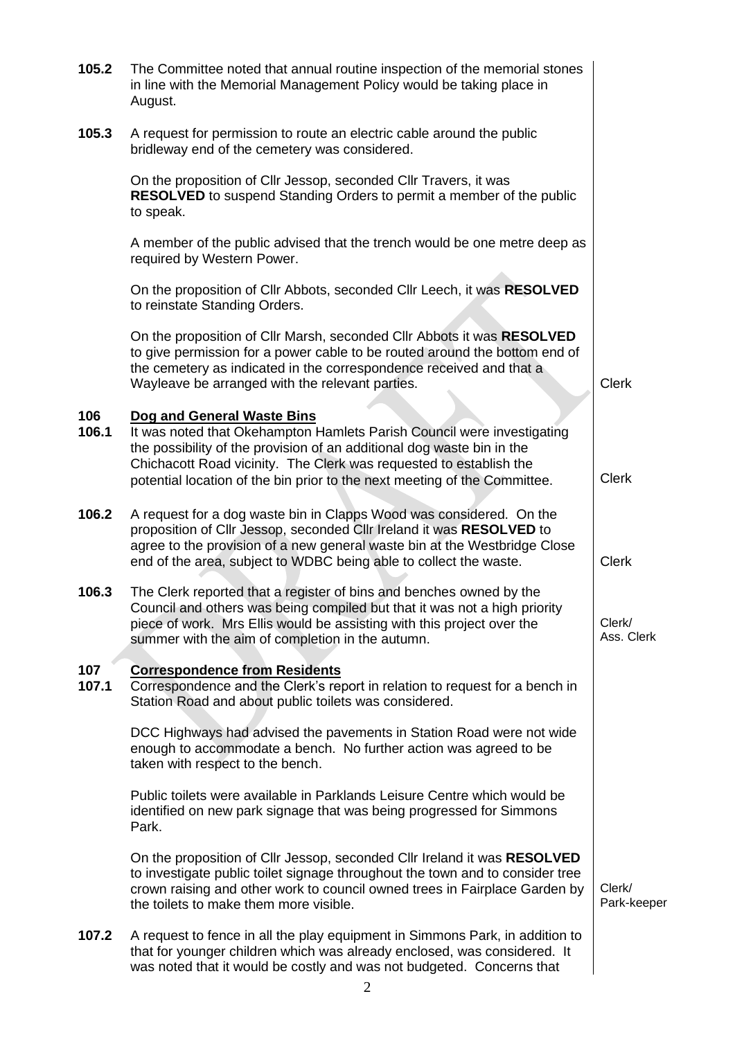**105.2** The Committee noted that annual routine inspection of the memorial stones in line with the Memorial Management Policy would be taking place in August.

**105.3** A request for permission to route an electric cable around the public bridleway end of the cemetery was considered.

On the proposition of Cllr Jessop, seconded Cllr Travers, it was **RESOLVED** to suspend Standing Orders to permit a member of the public to speak.

A member of the public advised that the trench would be one metre deep as required by Western Power.

On the proposition of Cllr Abbots, seconded Cllr Leech, it was **RESOLVED** to reinstate Standing Orders.

On the proposition of Cllr Marsh, seconded Cllr Abbots it was **RESOLVED** to give permission for a power cable to be routed around the bottom end of the cemetery as indicated in the correspondence received and that a Wayleave be arranged with the relevant parties. — Clerk

**106 Dog and General Waste Bins**

**106.1** It was noted that Okehampton Hamlets Parish Council were investigating the possibility of the provision of an additional dog waste bin in the Chichacott Road vicinity. The Clerk was requested to establish the potential location of the bin prior to the next meeting of the Committee. — Clerk

**106.2** A request for a dog waste bin in Clapps Wood was considered. On the proposition of Cllr Jessop, seconded Cllr Ireland it was **RESOLVED** to agree to the provision of a new general waste bin at the Westbridge Close end of the area, subject to WDBC being able to collect the waste. — Clerk

**106.3** The Clerk reported that a register of bins and benches owned by the Council and others was being compiled but that it was not a high priority piece of work. Mrs Ellis would be assisting with this project over the summer with the aim of completion in the autumn. — Clerk/ Ass. Clerk

**107 Correspondence from Residents**

**107.1** Correspondence and the Clerk's report in relation to request for a bench in Station Road and about public toilets was considered.

DCC Highways had advised the pavements in Station Road were not wide enough to accommodate a bench. No further action was agreed to be taken with respect to the bench.

Public toilets were available in Parklands Leisure Centre which would be identified on new park signage that was being progressed for Simmons Park.

On the proposition of Cllr Jessop, seconded Cllr Ireland it was **RESOLVED** to investigate public toilet signage throughout the town and to consider tree crown raising and other work to council owned trees in Fairplace Garden by the toilets to make them more visible. — Clerk/ Park-keeper

**107.2** A request to fence in all the play equipment in Simmons Park, in addition to that for younger children which was already enclosed, was considered. It was noted that it would be costly and was not budgeted. Concerns that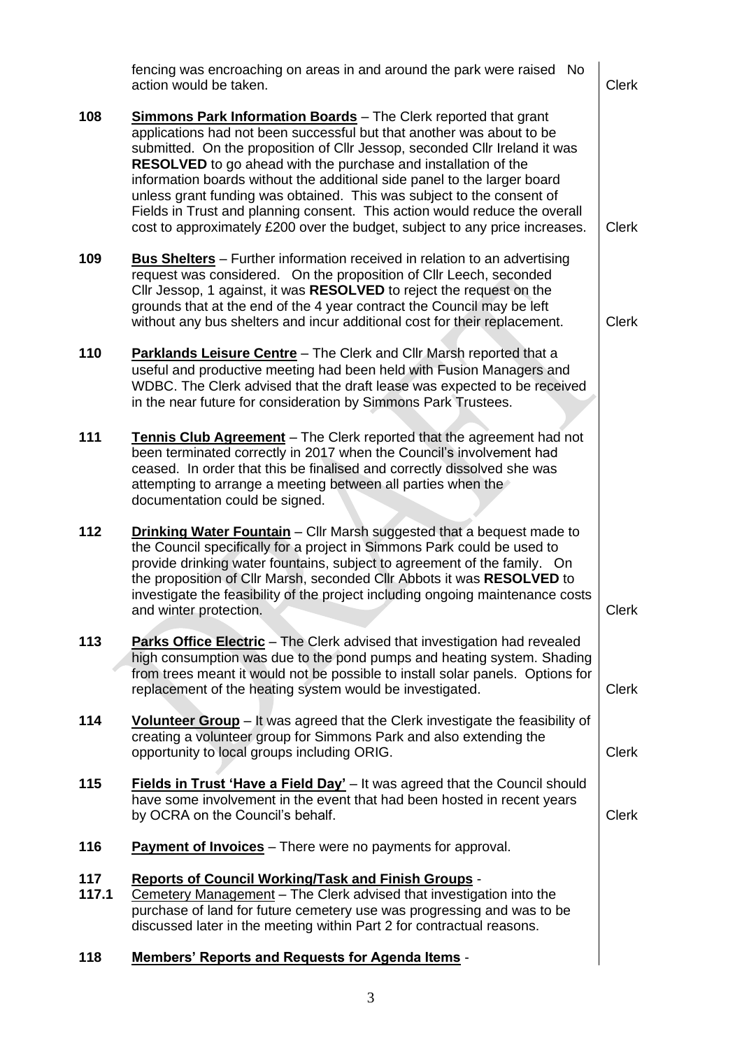fencing was encroaching on areas in and around the park were raised No action would be taken. — Clerk

**108** **Simmons Park Information Boards** – The Clerk reported that grant applications had not been successful but that another was about to be submitted. On the proposition of Cllr Jessop, seconded Cllr Ireland it was **RESOLVED** to go ahead with the purchase and installation of the information boards without the additional side panel to the larger board unless grant funding was obtained. This was subject to the consent of Fields in Trust and planning consent. This action would reduce the overall cost to approximately £200 over the budget, subject to any price increases. — Clerk

**109** **Bus Shelters** – Further information received in relation to an advertising request was considered. On the proposition of Cllr Leech, seconded Cllr Jessop, 1 against, it was **RESOLVED** to reject the request on the grounds that at the end of the 4 year contract the Council may be left without any bus shelters and incur additional cost for their replacement. — Clerk

**110** **Parklands Leisure Centre** – The Clerk and Cllr Marsh reported that a useful and productive meeting had been held with Fusion Managers and WDBC. The Clerk advised that the draft lease was expected to be received in the near future for consideration by Simmons Park Trustees.

**111** **Tennis Club Agreement** – The Clerk reported that the agreement had not been terminated correctly in 2017 when the Council's involvement had ceased. In order that this be finalised and correctly dissolved she was attempting to arrange a meeting between all parties when the documentation could be signed.

**112** **Drinking Water Fountain** – Cllr Marsh suggested that a bequest made to the Council specifically for a project in Simmons Park could be used to provide drinking water fountains, subject to agreement of the family. On the proposition of Cllr Marsh, seconded Cllr Abbots it was **RESOLVED** to investigate the feasibility of the project including ongoing maintenance costs and winter protection. — Clerk

**113** **Parks Office Electric** – The Clerk advised that investigation had revealed high consumption was due to the pond pumps and heating system. Shading from trees meant it would not be possible to install solar panels. Options for replacement of the heating system would be investigated. — Clerk

**114** **Volunteer Group** – It was agreed that the Clerk investigate the feasibility of creating a volunteer group for Simmons Park and also extending the opportunity to local groups including ORIG. — Clerk

**115** **Fields in Trust 'Have a Field Day'** – It was agreed that the Council should have some involvement in the event that had been hosted in recent years by OCRA on the Council's behalf. — Clerk

**116** **Payment of Invoices** – There were no payments for approval.

**117** **Reports of Council Working/Task and Finish Groups** -

**117.1** Cemetery Management – The Clerk advised that investigation into the purchase of land for future cemetery use was progressing and was to be discussed later in the meeting within Part 2 for contractual reasons.

**118** **Members' Reports and Requests for Agenda Items** -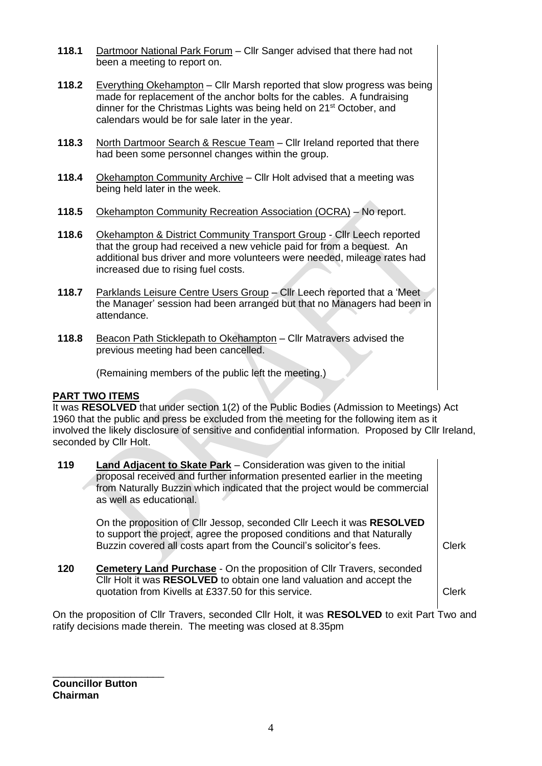**118.1** Dartmoor National Park Forum – Cllr Sanger advised that there had not been a meeting to report on.

**118.2** Everything Okehampton – Cllr Marsh reported that slow progress was being made for replacement of the anchor bolts for the cables. A fundraising dinner for the Christmas Lights was being held on 21st October, and calendars would be for sale later in the year.

**118.3** North Dartmoor Search & Rescue Team – Cllr Ireland reported that there had been some personnel changes within the group.

**118.4** Okehampton Community Archive – Cllr Holt advised that a meeting was being held later in the week.

**118.5** Okehampton Community Recreation Association (OCRA) – No report.

**118.6** Okehampton & District Community Transport Group - Cllr Leech reported that the group had received a new vehicle paid for from a bequest. An additional bus driver and more volunteers were needed, mileage rates had increased due to rising fuel costs.

**118.7** Parklands Leisure Centre Users Group – Cllr Leech reported that a 'Meet the Manager' session had been arranged but that no Managers had been in attendance.

**118.8** Beacon Path Sticklepath to Okehampton – Cllr Matravers advised the previous meeting had been cancelled.

(Remaining members of the public left the meeting.)

**PART TWO ITEMS**

It was **RESOLVED** that under section 1(2) of the Public Bodies (Admission to Meetings) Act 1960 that the public and press be excluded from the meeting for the following item as it involved the likely disclosure of sensitive and confidential information. Proposed by Cllr Ireland, seconded by Cllr Holt.

**119** **Land Adjacent to Skate Park** – Consideration was given to the initial proposal received and further information presented earlier in the meeting from Naturally Buzzin which indicated that the project would be commercial as well as educational.

On the proposition of Cllr Jessop, seconded Cllr Leech it was **RESOLVED** to support the project, agree the proposed conditions and that Naturally Buzzin covered all costs apart from the Council's solicitor's fees. — Clerk

**120** **Cemetery Land Purchase** - On the proposition of Cllr Travers, seconded Cllr Holt it was **RESOLVED** to obtain one land valuation and accept the quotation from Kivells at £337.50 for this service. — Clerk

On the proposition of Cllr Travers, seconded Cllr Holt, it was **RESOLVED** to exit Part Two and ratify decisions made therein. The meeting was closed at 8.35pm

\_\_\_\_\_\_\_\_\_\_\_\_\_\_\_\_\_\_\_\_

**Councillor Button**
**Chairman**